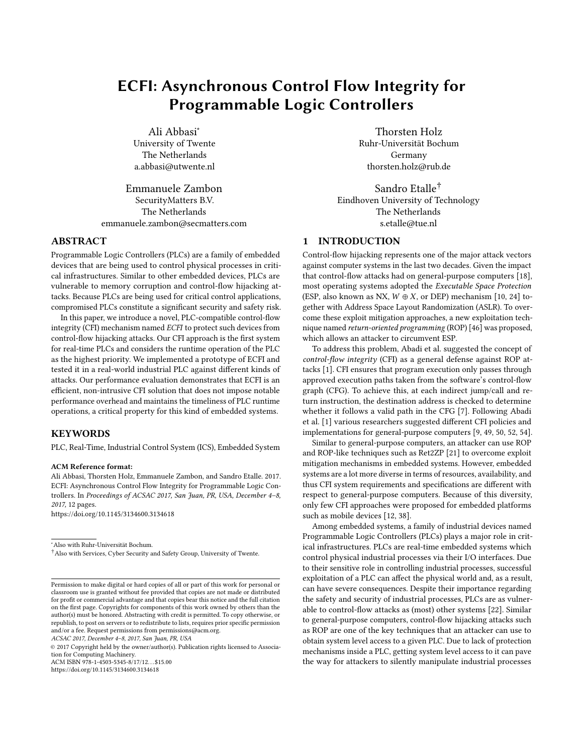# ECFI: Asynchronous Control Flow Integrity for Programmable Logic Controllers

Ali Abbasi*
University of Twente
The Netherlands
a.abbasi@utwente.nl

Thorsten Holz
Ruhr-Universität Bochum
Germany
thorsten.holz@rub.de

Emmanuele Zambon
SecurityMatters B.V.
The Netherlands
emmanuele.zambon@secmatters.com

Sandro Etalle†
Eindhoven University of Technology
The Netherlands
s.etalle@tue.nl

## ABSTRACT

Programmable Logic Controllers (PLCs) are a family of embedded devices that are being used to control physical processes in critical infrastructures. Similar to other embedded devices, PLCs are vulnerable to memory corruption and control-flow hijacking attacks. Because PLCs are being used for critical control applications, compromised PLCs constitute a significant security and safety risk.

In this paper, we introduce a novel, PLC-compatible control-flow integrity (CFI) mechanism named *ECFI* to protect such devices from control-flow hijacking attacks. Our CFI approach is the first system for real-time PLCs and considers the runtime operation of the PLC as the highest priority. We implemented a prototype of ECFI and tested it in a real-world industrial PLC against different kinds of attacks. Our performance evaluation demonstrates that ECFI is an efficient, non-intrusive CFI solution that does not impose notable performance overhead and maintains the timeliness of PLC runtime operations, a critical property for this kind of embedded systems.

## KEYWORDS

PLC, Real-Time, Industrial Control System (ICS), Embedded System

**ACM Reference format:**
Ali Abbasi, Thorsten Holz, Emmanuele Zambon, and Sandro Etalle. 2017. ECFI: Asynchronous Control Flow Integrity for Programmable Logic Controllers. In *Proceedings of ACSAC 2017, San Juan, PR, USA, December 4–8, 2017,* 12 pages.
https://doi.org/10.1145/3134600.3134618

*Also with Ruhr-Universität Bochum.
†Also with Services, Cyber Security and Safety Group, University of Twente.

Permission to make digital or hard copies of all or part of this work for personal or classroom use is granted without fee provided that copies are not made or distributed for profit or commercial advantage and that copies bear this notice and the full citation on the first page. Copyrights for components of this work owned by others than the author(s) must be honored. Abstracting with credit is permitted. To copy otherwise, or republish, to post on servers or to redistribute to lists, requires prior specific permission and/or a fee. Request permissions from permissions@acm.org.
*ACSAC 2017, December 4–8, 2017, San Juan, PR, USA*
© 2017 Copyright held by the owner/author(s). Publication rights licensed to Association for Computing Machinery.
ACM ISBN 978-1-4503-5345-8/17/12…$15.00
https://doi.org/10.1145/3134600.3134618

## 1 INTRODUCTION

Control-flow hijacking represents one of the major attack vectors against computer systems in the last two decades. Given the impact that control-flow attacks had on general-purpose computers [18], most operating systems adopted the *Executable Space Protection* (ESP, also known as NX, $W \oplus X$, or DEP) mechanism [10, 24] together with Address Space Layout Randomization (ASLR). To overcome these exploit mitigation approaches, a new exploitation technique named *return-oriented programming* (ROP) [46] was proposed, which allows an attacker to circumvent ESP.

To address this problem, Abadi et al. suggested the concept of *control-flow integrity* (CFI) as a general defense against ROP attacks [1]. CFI ensures that program execution only passes through approved execution paths taken from the software's control-flow graph (CFG). To achieve this, at each indirect jump/call and return instruction, the destination address is checked to determine whether it follows a valid path in the CFG [7]. Following Abadi et al. [1] various researchers suggested different CFI policies and implementations for general-purpose computers [9, 49, 50, 52, 54].

Similar to general-purpose computers, an attacker can use ROP and ROP-like techniques such as Ret2ZP [21] to overcome exploit mitigation mechanisms in embedded systems. However, embedded systems are a lot more diverse in terms of resources, availability, and thus CFI system requirements and specifications are different with respect to general-purpose computers. Because of this diversity, only few CFI approaches were proposed for embedded platforms such as mobile devices [12, 38].

Among embedded systems, a family of industrial devices named Programmable Logic Controllers (PLCs) plays a major role in critical infrastructures. PLCs are real-time embedded systems which control physical industrial processes via their I/O interfaces. Due to their sensitive role in controlling industrial processes, successful exploitation of a PLC can affect the physical world and, as a result, can have severe consequences. Despite their importance regarding the safety and security of industrial processes, PLCs are as vulnerable to control-flow attacks as (most) other systems [22]. Similar to general-purpose computers, control-flow hijacking attacks such as ROP are one of the key techniques that an attacker can use to obtain system level access to a given PLC. Due to lack of protection mechanisms inside a PLC, getting system level access to it can pave the way for attackers to silently manipulate industrial processes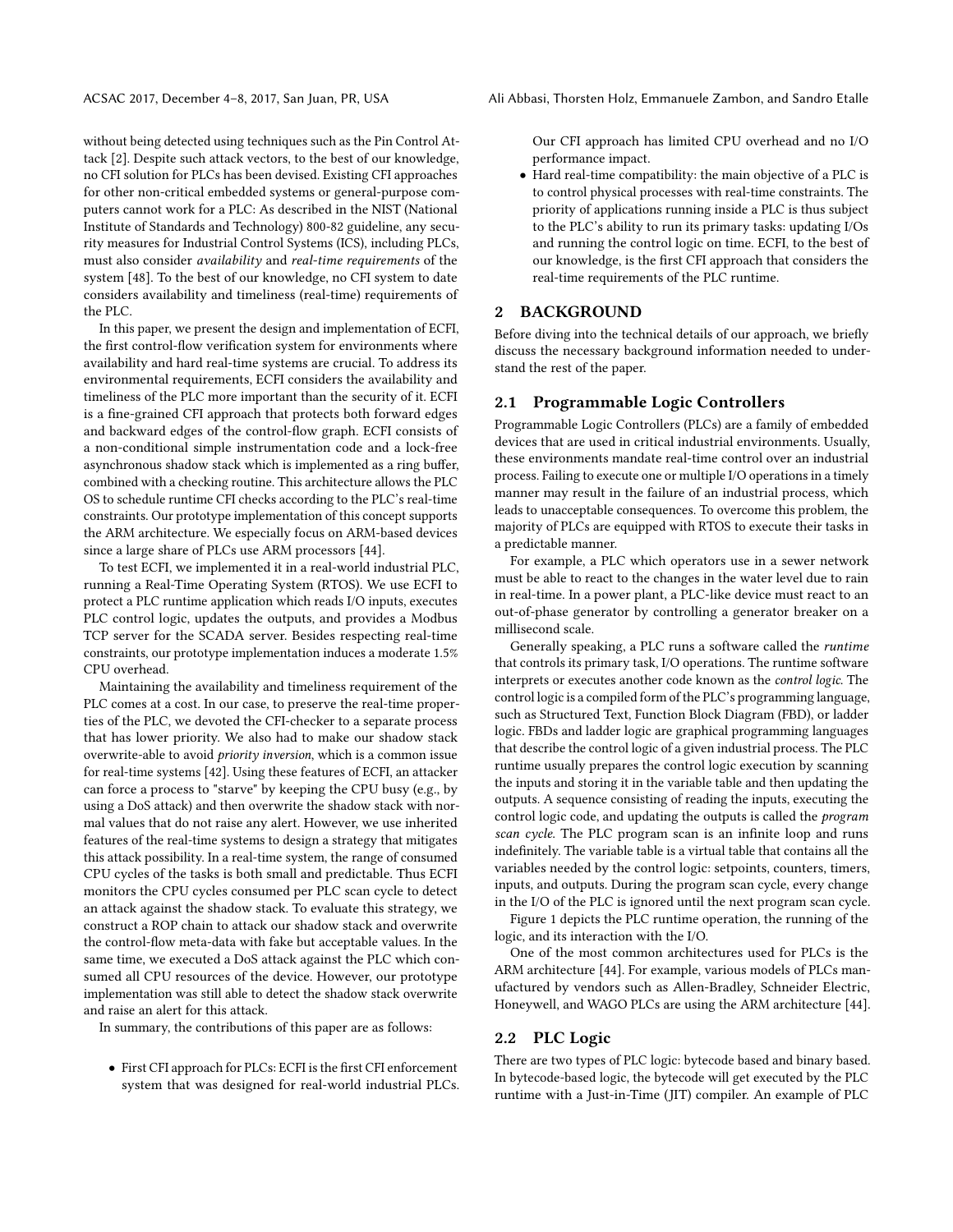without being detected using techniques such as the Pin Control Attack [2]. Despite such attack vectors, to the best of our knowledge, no CFI solution for PLCs has been devised. Existing CFI approaches for other non-critical embedded systems or general-purpose computers cannot work for a PLC: As described in the NIST (National Institute of Standards and Technology) 800-82 guideline, any security measures for Industrial Control Systems (ICS), including PLCs, must also consider *availability* and *real-time requirements* of the system [48]. To the best of our knowledge, no CFI system to date considers availability and timeliness (real-time) requirements of the PLC.

In this paper, we present the design and implementation of ECFI, the first control-flow verification system for environments where availability and hard real-time systems are crucial. To address its environmental requirements, ECFI considers the availability and timeliness of the PLC more important than the security of it. ECFI is a fine-grained CFI approach that protects both forward edges and backward edges of the control-flow graph. ECFI consists of a non-conditional simple instrumentation code and a lock-free asynchronous shadow stack which is implemented as a ring buffer, combined with a checking routine. This architecture allows the PLC OS to schedule runtime CFI checks according to the PLC's real-time constraints. Our prototype implementation of this concept supports the ARM architecture. We especially focus on ARM-based devices since a large share of PLCs use ARM processors [44].

To test ECFI, we implemented it in a real-world industrial PLC, running a Real-Time Operating System (RTOS). We use ECFI to protect a PLC runtime application which reads I/O inputs, executes PLC control logic, updates the outputs, and provides a Modbus TCP server for the SCADA server. Besides respecting real-time constraints, our prototype implementation induces a moderate 1.5% CPU overhead.

Maintaining the availability and timeliness requirement of the PLC comes at a cost. In our case, to preserve the real-time properties of the PLC, we devoted the CFI-checker to a separate process that has lower priority. We also had to make our shadow stack overwrite-able to avoid *priority inversion*, which is a common issue for real-time systems [42]. Using these features of ECFI, an attacker can force a process to "starve" by keeping the CPU busy (e.g., by using a DoS attack) and then overwrite the shadow stack with normal values that do not raise any alert. However, we use inherited features of the real-time systems to design a strategy that mitigates this attack possibility. In a real-time system, the range of consumed CPU cycles of the tasks is both small and predictable. Thus ECFI monitors the CPU cycles consumed per PLC scan cycle to detect an attack against the shadow stack. To evaluate this strategy, we construct a ROP chain to attack our shadow stack and overwrite the control-flow meta-data with fake but acceptable values. In the same time, we executed a DoS attack against the PLC which consumed all CPU resources of the device. However, our prototype implementation was still able to detect the shadow stack overwrite and raise an alert for this attack.

In summary, the contributions of this paper are as follows:

- First CFI approach for PLCs: ECFI is the first CFI enforcement system that was designed for real-world industrial PLCs. Our CFI approach has limited CPU overhead and no I/O performance impact.
- Hard real-time compatibility: the main objective of a PLC is to control physical processes with real-time constraints. The priority of applications running inside a PLC is thus subject to the PLC's ability to run its primary tasks: updating I/Os and running the control logic on time. ECFI, to the best of our knowledge, is the first CFI approach that considers the real-time requirements of the PLC runtime.

## 2 BACKGROUND

Before diving into the technical details of our approach, we briefly discuss the necessary background information needed to understand the rest of the paper.

### 2.1 Programmable Logic Controllers

Programmable Logic Controllers (PLCs) are a family of embedded devices that are used in critical industrial environments. Usually, these environments mandate real-time control over an industrial process. Failing to execute one or multiple I/O operations in a timely manner may result in the failure of an industrial process, which leads to unacceptable consequences. To overcome this problem, the majority of PLCs are equipped with RTOS to execute their tasks in a predictable manner.

For example, a PLC which operators use in a sewer network must be able to react to the changes in the water level due to rain in real-time. In a power plant, a PLC-like device must react to an out-of-phase generator by controlling a generator breaker on a millisecond scale.

Generally speaking, a PLC runs a software called the *runtime* that controls its primary task, I/O operations. The runtime software interprets or executes another code known as the *control logic*. The control logic is a compiled form of the PLC's programming language, such as Structured Text, Function Block Diagram (FBD), or ladder logic. FBDs and ladder logic are graphical programming languages that describe the control logic of a given industrial process. The PLC runtime usually prepares the control logic execution by scanning the inputs and storing it in the variable table and then updating the outputs. A sequence consisting of reading the inputs, executing the control logic code, and updating the outputs is called the *program scan cycle*. The PLC program scan is an infinite loop and runs indefinitely. The variable table is a virtual table that contains all the variables needed by the control logic: setpoints, counters, timers, inputs, and outputs. During the program scan cycle, every change in the I/O of the PLC is ignored until the next program scan cycle.

Figure 1 depicts the PLC runtime operation, the running of the logic, and its interaction with the I/O.

One of the most common architectures used for PLCs is the ARM architecture [44]. For example, various models of PLCs manufactured by vendors such as Allen-Bradley, Schneider Electric, Honeywell, and WAGO PLCs are using the ARM architecture [44].

### 2.2 PLC Logic

There are two types of PLC logic: bytecode based and binary based. In bytecode-based logic, the bytecode will get executed by the PLC runtime with a Just-in-Time (JIT) compiler. An example of PLC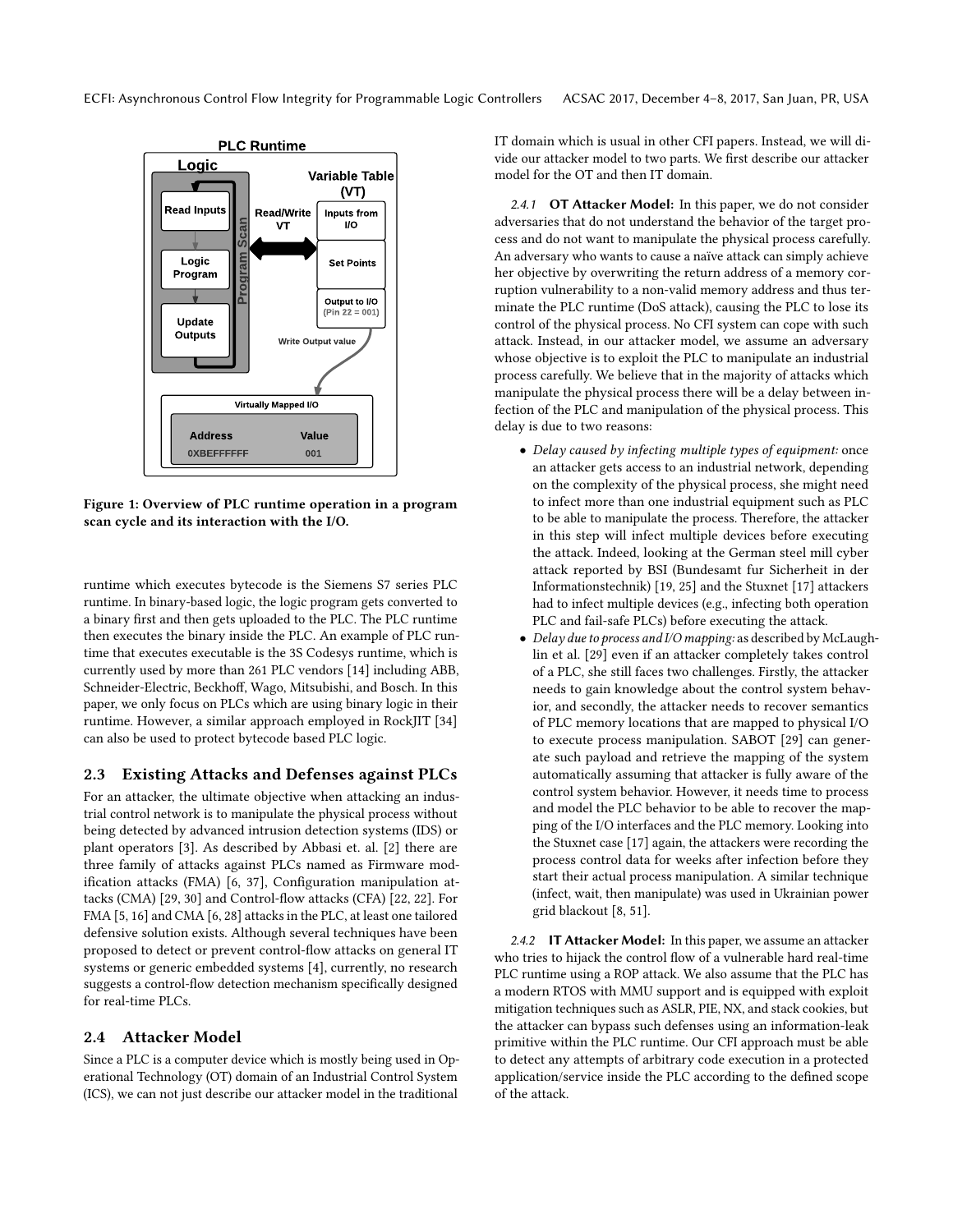Figure 1: Overview of PLC runtime operation in a program scan cycle and its interaction with the I/O.

runtime which executes bytecode is the Siemens S7 series PLC runtime. In binary-based logic, the logic program gets converted to a binary first and then gets uploaded to the PLC. The PLC runtime then executes the binary inside the PLC. An example of PLC runtime that executes executable is the 3S Codesys runtime, which is currently used by more than 261 PLC vendors [14] including ABB, Schneider-Electric, Beckhoff, Wago, Mitsubishi, and Bosch. In this paper, we only focus on PLCs which are using binary logic in their runtime. However, a similar approach employed in RockJIT [34] can also be used to protect bytecode based PLC logic.

## 2.3 Existing Attacks and Defenses against PLCs

For an attacker, the ultimate objective when attacking an industrial control network is to manipulate the physical process without being detected by advanced intrusion detection systems (IDS) or plant operators [3]. As described by Abbasi et. al. [2] there are three family of attacks against PLCs named as Firmware modification attacks (FMA) [6, 37], Configuration manipulation attacks (CMA) [29, 30] and Control-flow attacks (CFA) [22, 22]. For FMA [5, 16] and CMA [6, 28] attacks in the PLC, at least one tailored defensive solution exists. Although several techniques have been proposed to detect or prevent control-flow attacks on general IT systems or generic embedded systems [4], currently, no research suggests a control-flow detection mechanism specifically designed for real-time PLCs.

## 2.4 Attacker Model

Since a PLC is a computer device which is mostly being used in Operational Technology (OT) domain of an Industrial Control System (ICS), we can not just describe our attacker model in the traditional IT domain which is usual in other CFI papers. Instead, we will divide our attacker model to two parts. We first describe our attacker model for the OT and then IT domain.

*2.4.1* **OT Attacker Model:** In this paper, we do not consider adversaries that do not understand the behavior of the target process and do not want to manipulate the physical process carefully. An adversary who wants to cause a naïve attack can simply achieve her objective by overwriting the return address of a memory corruption vulnerability to a non-valid memory address and thus terminate the PLC runtime (DoS attack), causing the PLC to lose its control of the physical process. No CFI system can cope with such attack. Instead, in our attacker model, we assume an adversary whose objective is to exploit the PLC to manipulate an industrial process carefully. We believe that in the majority of attacks which manipulate the physical process there will be a delay between infection of the PLC and manipulation of the physical process. This delay is due to two reasons:

- *Delay caused by infecting multiple types of equipment:* once an attacker gets access to an industrial network, depending on the complexity of the physical process, she might need to infect more than one industrial equipment such as PLC to be able to manipulate the process. Therefore, the attacker in this step will infect multiple devices before executing the attack. Indeed, looking at the German steel mill cyber attack reported by BSI (Bundesamt fur Sicherheit in der Informationstechnik) [19, 25] and the Stuxnet [17] attackers had to infect multiple devices (e.g., infecting both operation PLC and fail-safe PLCs) before executing the attack.
- *Delay due to process and I/O mapping:* as described by McLaughlin et al. [29] even if an attacker completely takes control of a PLC, she still faces two challenges. Firstly, the attacker needs to gain knowledge about the control system behavior, and secondly, the attacker needs to recover semantics of PLC memory locations that are mapped to physical I/O to execute process manipulation. SABOT [29] can generate such payload and retrieve the mapping of the system automatically assuming that attacker is fully aware of the control system behavior. However, it needs time to process and model the PLC behavior to be able to recover the mapping of the I/O interfaces and the PLC memory. Looking into the Stuxnet case [17] again, the attackers were recording the process control data for weeks after infection before they start their actual process manipulation. A similar technique (infect, wait, then manipulate) was used in Ukrainian power grid blackout [8, 51].

*2.4.2* **IT Attacker Model:** In this paper, we assume an attacker who tries to hijack the control flow of a vulnerable hard real-time PLC runtime using a ROP attack. We also assume that the PLC has a modern RTOS with MMU support and is equipped with exploit mitigation techniques such as ASLR, PIE, NX, and stack cookies, but the attacker can bypass such defenses using an information-leak primitive within the PLC runtime. Our CFI approach must be able to detect any attempts of arbitrary code execution in a protected application/service inside the PLC according to the defined scope of the attack.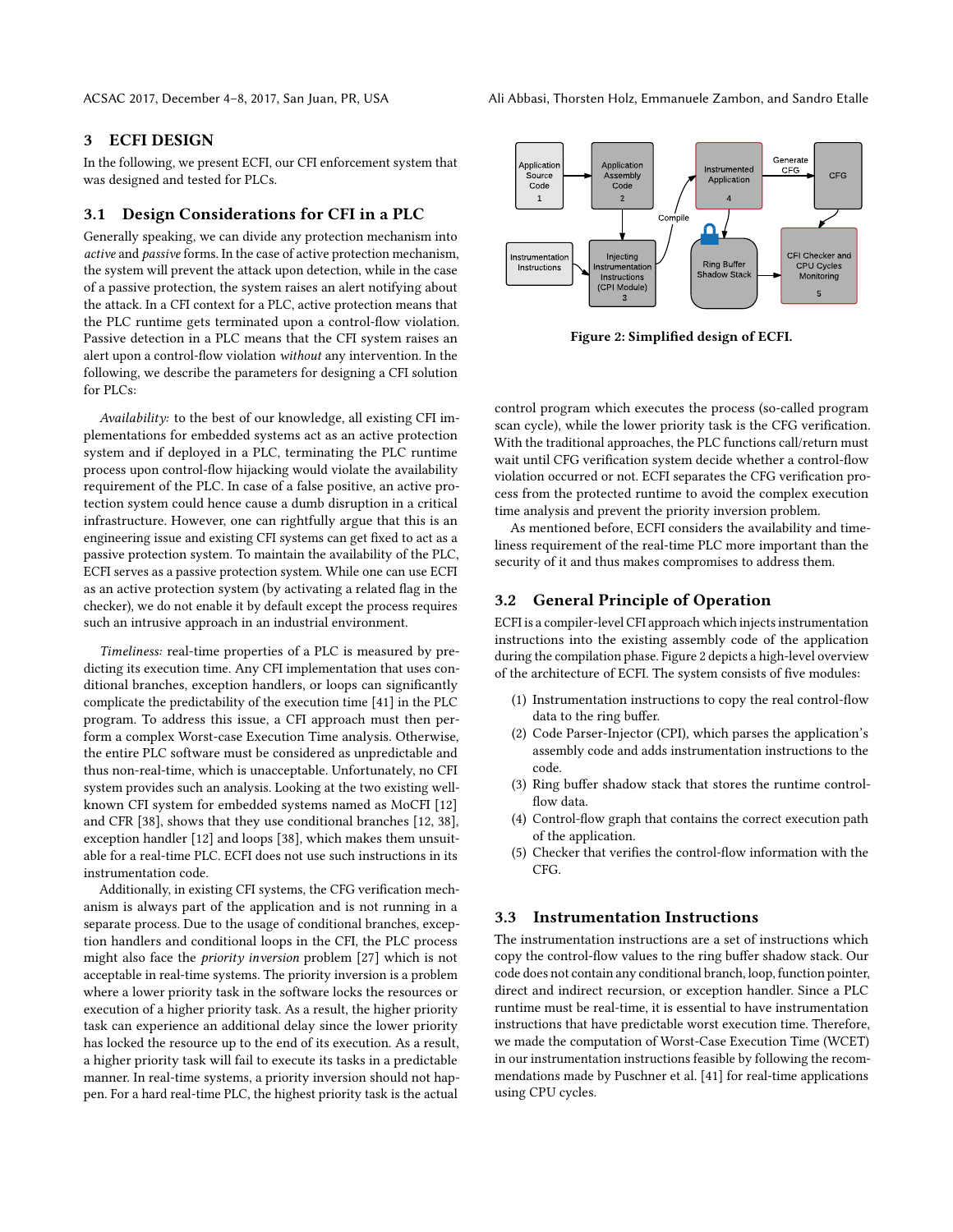## 3 ECFI DESIGN

In the following, we present ECFI, our CFI enforcement system that was designed and tested for PLCs.

### 3.1 Design Considerations for CFI in a PLC

Generally speaking, we can divide any protection mechanism into *active* and *passive* forms. In the case of active protection mechanism, the system will prevent the attack upon detection, while in the case of a passive protection, the system raises an alert notifying about the attack. In a CFI context for a PLC, active protection means that the PLC runtime gets terminated upon a control-flow violation. Passive detection in a PLC means that the CFI system raises an alert upon a control-flow violation *without* any intervention. In the following, we describe the parameters for designing a CFI solution for PLCs:

*Availability:* to the best of our knowledge, all existing CFI implementations for embedded systems act as an active protection system and if deployed in a PLC, terminating the PLC runtime process upon control-flow hijacking would violate the availability requirement of the PLC. In case of a false positive, an active protection system could hence cause a dumb disruption in a critical infrastructure. However, one can rightfully argue that this is an engineering issue and existing CFI systems can get fixed to act as a passive protection system. To maintain the availability of the PLC, ECFI serves as a passive protection system. While one can use ECFI as an active protection system (by activating a related flag in the checker), we do not enable it by default except the process requires such an intrusive approach in an industrial environment.

*Timeliness:* real-time properties of a PLC is measured by predicting its execution time. Any CFI implementation that uses conditional branches, exception handlers, or loops can significantly complicate the predictability of the execution time [41] in the PLC program. To address this issue, a CFI approach must then perform a complex Worst-case Execution Time analysis. Otherwise, the entire PLC software must be considered as unpredictable and thus non-real-time, which is unacceptable. Unfortunately, no CFI system provides such an analysis. Looking at the two existing well-known CFI system for embedded systems named as MoCFI [12] and CFR [38], shows that they use conditional branches [12, 38], exception handler [12] and loops [38], which makes them unsuitable for a real-time PLC. ECFI does not use such instructions in its instrumentation code.

Additionally, in existing CFI systems, the CFG verification mechanism is always part of the application and is not running in a separate process. Due to the usage of conditional branches, exception handlers and conditional loops in the CFI, the PLC process might also face the *priority inversion* problem [27] which is not acceptable in real-time systems. The priority inversion is a problem where a lower priority task in the software locks the resources or execution of a higher priority task. As a result, the higher priority task can experience an additional delay since the lower priority has locked the resource up to the end of its execution. As a result, a higher priority task will fail to execute its tasks in a predictable manner. In real-time systems, a priority inversion should not happen. For a hard real-time PLC, the highest priority task is the actual control program which executes the process (so-called program scan cycle), while the lower priority task is the CFG verification. With the traditional approaches, the PLC functions call/return must wait until CFG verification system decide whether a control-flow violation occurred or not. ECFI separates the CFG verification process from the protected runtime to avoid the complex execution time analysis and prevent the priority inversion problem.

As mentioned before, ECFI considers the availability and timeliness requirement of the real-time PLC more important than the security of it and thus makes compromises to address them.

Figure 2: Simplified design of ECFI.

### 3.2 General Principle of Operation

ECFI is a compiler-level CFI approach which injects instrumentation instructions into the existing assembly code of the application during the compilation phase. Figure 2 depicts a high-level overview of the architecture of ECFI. The system consists of five modules:

1. Instrumentation instructions to copy the real control-flow data to the ring buffer.
2. Code Parser-Injector (CPI), which parses the application's assembly code and adds instrumentation instructions to the code.
3. Ring buffer shadow stack that stores the runtime control-flow data.
4. Control-flow graph that contains the correct execution path of the application.
5. Checker that verifies the control-flow information with the CFG.

### 3.3 Instrumentation Instructions

The instrumentation instructions are a set of instructions which copy the control-flow values to the ring buffer shadow stack. Our code does not contain any conditional branch, loop, function pointer, direct and indirect recursion, or exception handler. Since a PLC runtime must be real-time, it is essential to have instrumentation instructions that have predictable worst execution time. Therefore, we made the computation of Worst-Case Execution Time (WCET) in our instrumentation instructions feasible by following the recommendations made by Puschner et al. [41] for real-time applications using CPU cycles.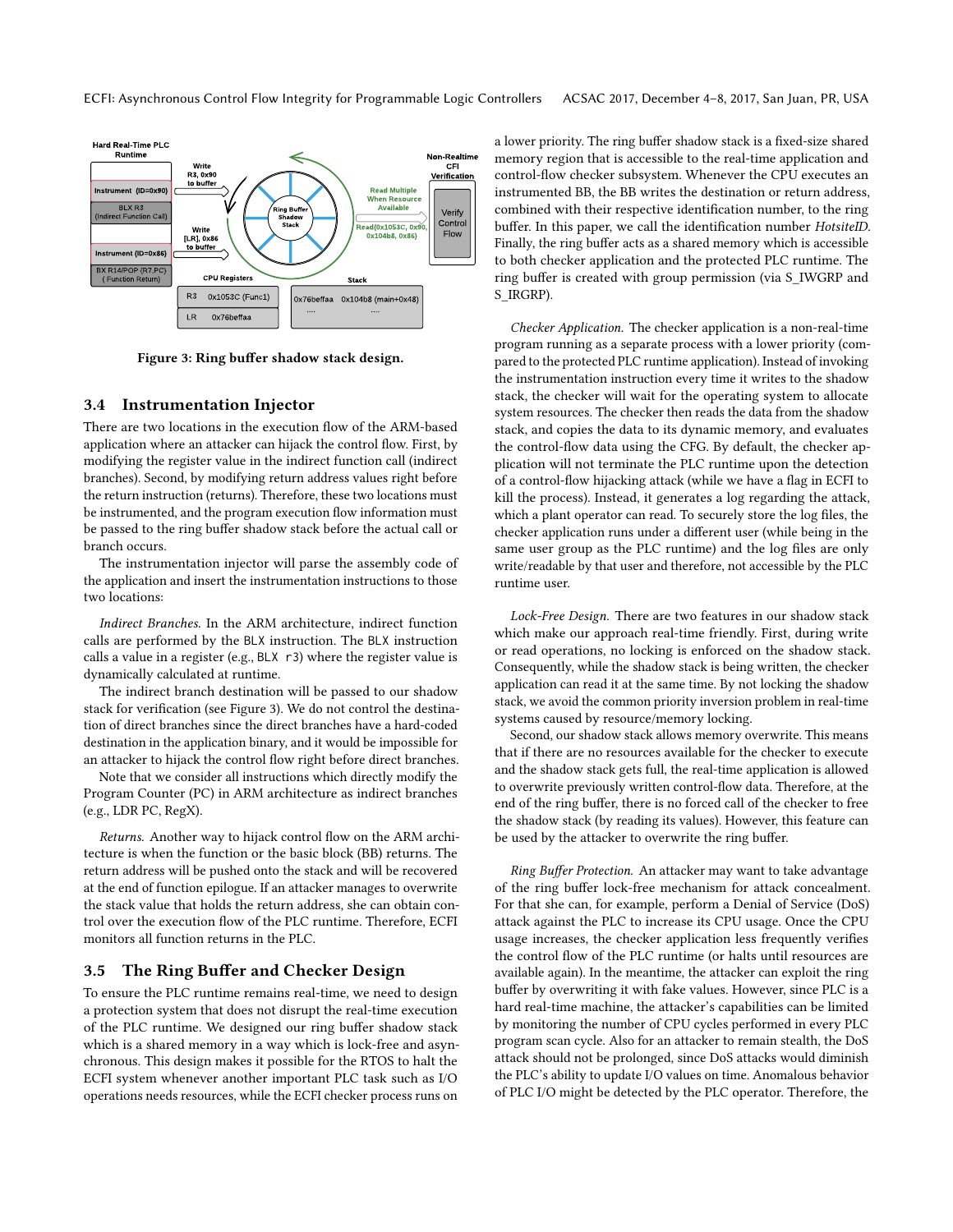Figure 3: Ring buffer shadow stack design.

### 3.4 Instrumentation Injector

There are two locations in the execution flow of the ARM-based application where an attacker can hijack the control flow. First, by modifying the register value in the indirect function call (indirect branches). Second, by modifying return address values right before the return instruction (returns). Therefore, these two locations must be instrumented, and the program execution flow information must be passed to the ring buffer shadow stack before the actual call or branch occurs.

The instrumentation injector will parse the assembly code of the application and insert the instrumentation instructions to those two locations:

*Indirect Branches.* In the ARM architecture, indirect function calls are performed by the `BLX` instruction. The `BLX` instruction calls a value in a register (e.g., `BLX r3`) where the register value is dynamically calculated at runtime.

The indirect branch destination will be passed to our shadow stack for verification (see Figure 3). We do not control the destination of direct branches since the direct branches have a hard-coded destination in the application binary, and it would be impossible for an attacker to hijack the control flow right before direct branches.

Note that we consider all instructions which directly modify the Program Counter (PC) in ARM architecture as indirect branches (e.g., LDR PC, RegX).

*Returns.* Another way to hijack control flow on the ARM architecture is when the function or the basic block (BB) returns. The return address will be pushed onto the stack and will be recovered at the end of function epilogue. If an attacker manages to overwrite the stack value that holds the return address, she can obtain control over the execution flow of the PLC runtime. Therefore, ECFI monitors all function returns in the PLC.

### 3.5 The Ring Buffer and Checker Design

To ensure the PLC runtime remains real-time, we need to design a protection system that does not disrupt the real-time execution of the PLC runtime. We designed our ring buffer shadow stack which is a shared memory in a way which is lock-free and asynchronous. This design makes it possible for the RTOS to halt the ECFI system whenever another important PLC task such as I/O operations needs resources, while the ECFI checker process runs on a lower priority. The ring buffer shadow stack is a fixed-size shared memory region that is accessible to the real-time application and control-flow checker subsystem. Whenever the CPU executes an instrumented BB, the BB writes the destination or return address, combined with their respective identification number, to the ring buffer. In this paper, we call the identification number *HotsiteID*. Finally, the ring buffer acts as a shared memory which is accessible to both checker application and the protected PLC runtime. The ring buffer is created with group permission (via S_IWGRP and S_IRGRP).

*Checker Application.* The checker application is a non-real-time program running as a separate process with a lower priority (compared to the protected PLC runtime application). Instead of invoking the instrumentation instruction every time it writes to the shadow stack, the checker will wait for the operating system to allocate system resources. The checker then reads the data from the shadow stack, and copies the data to its dynamic memory, and evaluates the control-flow data using the CFG. By default, the checker application will not terminate the PLC runtime upon the detection of a control-flow hijacking attack (while we have a flag in ECFI to kill the process). Instead, it generates a log regarding the attack, which a plant operator can read. To securely store the log files, the checker application runs under a different user (while being in the same user group as the PLC runtime) and the log files are only write/readable by that user and therefore, not accessible by the PLC runtime user.

*Lock-Free Design.* There are two features in our shadow stack which make our approach real-time friendly. First, during write or read operations, no locking is enforced on the shadow stack. Consequently, while the shadow stack is being written, the checker application can read it at the same time. By not locking the shadow stack, we avoid the common priority inversion problem in real-time systems caused by resource/memory locking.

Second, our shadow stack allows memory overwrite. This means that if there are no resources available for the checker to execute and the shadow stack gets full, the real-time application is allowed to overwrite previously written control-flow data. Therefore, at the end of the ring buffer, there is no forced call of the checker to free the shadow stack (by reading its values). However, this feature can be used by the attacker to overwrite the ring buffer.

*Ring Buffer Protection.* An attacker may want to take advantage of the ring buffer lock-free mechanism for attack concealment. For that she can, for example, perform a Denial of Service (DoS) attack against the PLC to increase its CPU usage. Once the CPU usage increases, the checker application less frequently verifies the control flow of the PLC runtime (or halts until resources are available again). In the meantime, the attacker can exploit the ring buffer by overwriting it with fake values. However, since PLC is a hard real-time machine, the attacker's capabilities can be limited by monitoring the number of CPU cycles performed in every PLC program scan cycle. Also for an attacker to remain stealth, the DoS attack should not be prolonged, since DoS attacks would diminish the PLC's ability to update I/O values on time. Anomalous behavior of PLC I/O might be detected by the PLC operator. Therefore, the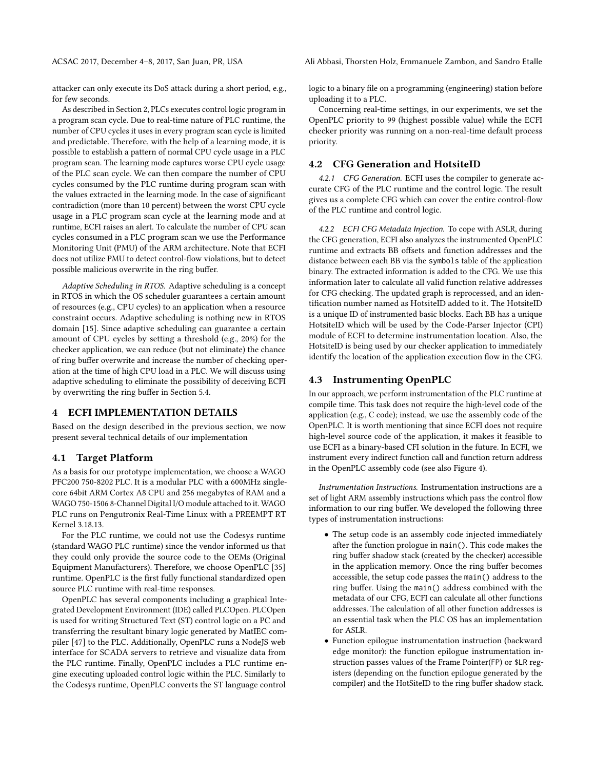attacker can only execute its DoS attack during a short period, e.g., for few seconds.

As described in Section 2, PLCs executes control logic program in a program scan cycle. Due to real-time nature of PLC runtime, the number of CPU cycles it uses in every program scan cycle is limited and predictable. Therefore, with the help of a learning mode, it is possible to establish a pattern of normal CPU cycle usage in a PLC program scan. The learning mode captures worse CPU cycle usage of the PLC scan cycle. We can then compare the number of CPU cycles consumed by the PLC runtime during program scan with the values extracted in the learning mode. In the case of significant contradiction (more than 10 percent) between the worst CPU cycle usage in a PLC program scan cycle at the learning mode and at runtime, ECFI raises an alert. To calculate the number of CPU scan cycles consumed in a PLC program scan we use the Performance Monitoring Unit (PMU) of the ARM architecture. Note that ECFI does not utilize PMU to detect control-flow violations, but to detect possible malicious overwrite in the ring buffer.

*Adaptive Scheduling in RTOS.* Adaptive scheduling is a concept in RTOS in which the OS scheduler guarantees a certain amount of resources (e.g., CPU cycles) to an application when a resource constraint occurs. Adaptive scheduling is nothing new in RTOS domain [15]. Since adaptive scheduling can guarantee a certain amount of CPU cycles by setting a threshold (e.g., 20%) for the checker application, we can reduce (but not eliminate) the chance of ring buffer overwrite and increase the number of checking operation at the time of high CPU load in a PLC. We will discuss using adaptive scheduling to eliminate the possibility of deceiving ECFI by overwriting the ring buffer in Section 5.4.

## 4 ECFI IMPLEMENTATION DETAILS

Based on the design described in the previous section, we now present several technical details of our implementation

### 4.1 Target Platform

As a basis for our prototype implementation, we choose a WAGO PFC200 750-8202 PLC. It is a modular PLC with a 600MHz single-core 64bit ARM Cortex A8 CPU and 256 megabytes of RAM and a WAGO 750-1506 8-Channel Digital I/O module attached to it. WAGO PLC runs on Pengutronix Real-Time Linux with a PREEMPT RT Kernel 3.18.13.

For the PLC runtime, we could not use the Codesys runtime (standard WAGO PLC runtime) since the vendor informed us that they could only provide the source code to the OEMs (Original Equipment Manufacturers). Therefore, we choose OpenPLC [35] runtime. OpenPLC is the first fully functional standardized open source PLC runtime with real-time responses.

OpenPLC has several components including a graphical Integrated Development Environment (IDE) called PLCOpen. PLCOpen is used for writing Structured Text (ST) control logic on a PC and transferring the resultant binary logic generated by MatIEC compiler [47] to the PLC. Additionally, OpenPLC runs a NodeJS web interface for SCADA servers to retrieve and visualize data from the PLC runtime. Finally, OpenPLC includes a PLC runtime engine executing uploaded control logic within the PLC. Similarly to the Codesys runtime, OpenPLC converts the ST language control logic to a binary file on a programming (engineering) station before uploading it to a PLC.

Concerning real-time settings, in our experiments, we set the OpenPLC priority to 99 (highest possible value) while the ECFI checker priority was running on a non-real-time default process priority.

### 4.2 CFG Generation and HotsiteID

*4.2.1 CFG Generation.* ECFI uses the compiler to generate accurate CFG of the PLC runtime and the control logic. The result gives us a complete CFG which can cover the entire control-flow of the PLC runtime and control logic.

*4.2.2 ECFI CFG Metadata Injection.* To cope with ASLR, during the CFG generation, ECFI also analyzes the instrumented OpenPLC runtime and extracts BB offsets and function addresses and the distance between each BB via the `symbols` table of the application binary. The extracted information is added to the CFG. We use this information later to calculate all valid function relative addresses for CFG checking. The updated graph is reprocessed, and an identification number named as HotsiteID added to it. The HotsiteID is a unique ID of instrumented basic blocks. Each BB has a unique HotsiteID which will be used by the Code-Parser Injector (CPI) module of ECFI to determine instrumentation location. Also, the HotsiteID is being used by our checker application to immediately identify the location of the application execution flow in the CFG.

### 4.3 Instrumenting OpenPLC

In our approach, we perform instrumentation of the PLC runtime at compile time. This task does not require the high-level code of the application (e.g., C code); instead, we use the assembly code of the OpenPLC. It is worth mentioning that since ECFI does not require high-level source code of the application, it makes it feasible to use ECFI as a binary-based CFI solution in the future. In ECFI, we instrument every indirect function call and function return address in the OpenPLC assembly code (see also Figure 4).

*Instrumentation Instructions.* Instrumentation instructions are a set of light ARM assembly instructions which pass the control flow information to our ring buffer. We developed the following three types of instrumentation instructions:

- The setup code is an assembly code injected immediately after the function prologue in `main()`. This code makes the ring buffer shadow stack (created by the checker) accessible in the application memory. Once the ring buffer becomes accessible, the setup code passes the `main()` address to the ring buffer. Using the `main()` address combined with the metadata of our CFG, ECFI can calculate all other functions addresses. The calculation of all other function addresses is an essential task when the PLC OS has an implementation for ASLR.
- Function epilogue instrumentation instruction (backward edge monitor): the function epilogue instrumentation instruction passes values of the Frame Pointer(FP) or `$LR` registers (depending on the function epilogue generated by the compiler) and the HotSiteID to the ring buffer shadow stack.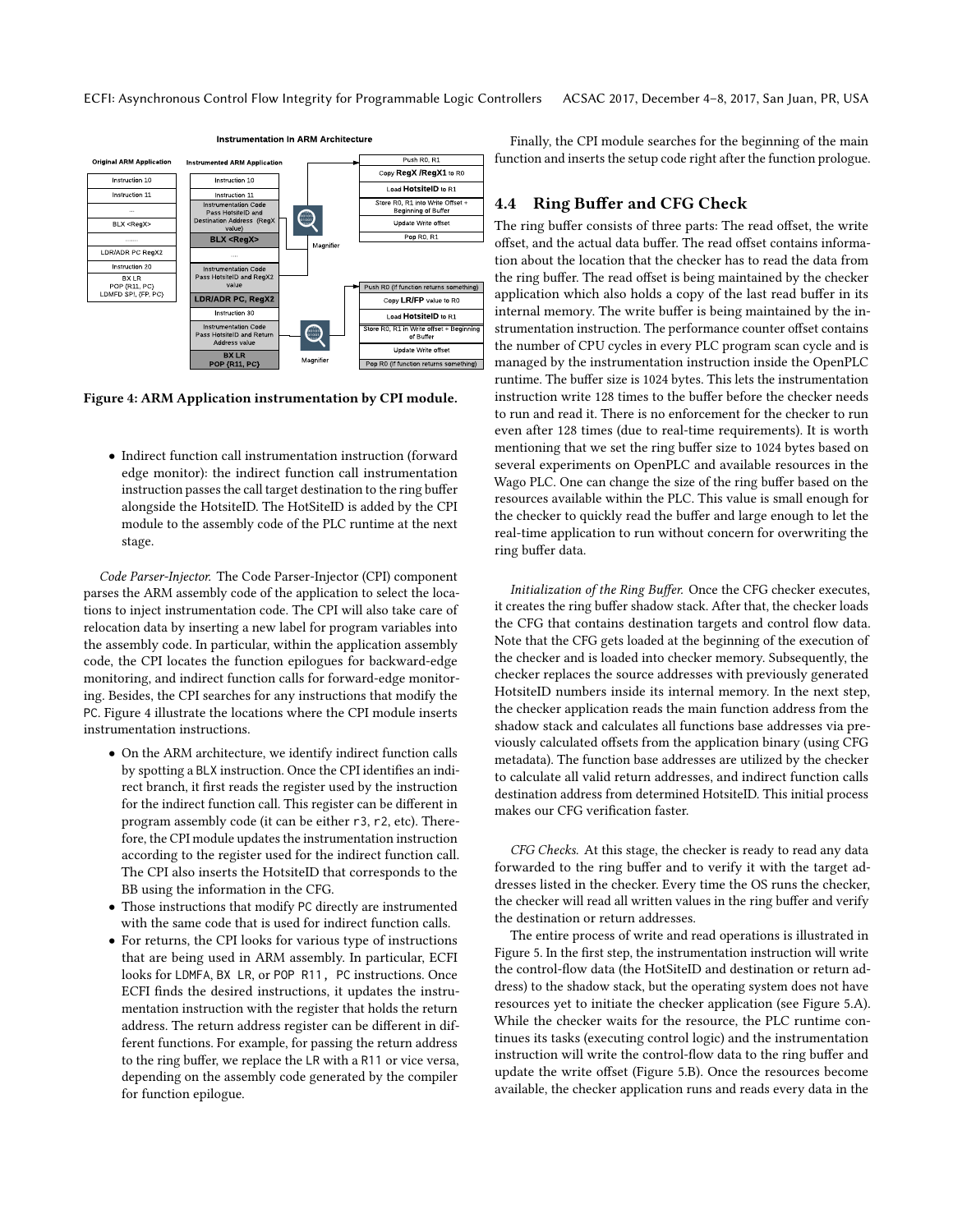Figure 4: ARM Application instrumentation by CPI module.

- Indirect function call instrumentation instruction (forward edge monitor): the indirect function call instrumentation instruction passes the call target destination to the ring buffer alongside the HotsiteID. The HotSiteID is added by the CPI module to the assembly code of the PLC runtime at the next stage.

*Code Parser-Injector.* The Code Parser-Injector (CPI) component parses the ARM assembly code of the application to select the locations to inject instrumentation code. The CPI will also take care of relocation data by inserting a new label for program variables into the assembly code. In particular, within the application assembly code, the CPI locates the function epilogues for backward-edge monitoring, and indirect function calls for forward-edge monitoring. Besides, the CPI searches for any instructions that modify the PC. Figure 4 illustrate the locations where the CPI module inserts instrumentation instructions.

- On the ARM architecture, we identify indirect function calls by spotting a BLX instruction. Once the CPI identifies an indirect branch, it first reads the register used by the instruction for the indirect function call. This register can be different in program assembly code (it can be either r3, r2, etc). Therefore, the CPI module updates the instrumentation instruction according to the register used for the indirect function call. The CPI also inserts the HotsiteID that corresponds to the BB using the information in the CFG.
- Those instructions that modify PC directly are instrumented with the same code that is used for indirect function calls.
- For returns, the CPI looks for various type of instructions that are being used in ARM assembly. In particular, ECFI looks for LDMFA, BX LR, or POP R11, PC instructions. Once ECFI finds the desired instructions, it updates the instrumentation instruction with the register that holds the return address. The return address register can be different in different functions. For example, for passing the return address to the ring buffer, we replace the LR with a R11 or vice versa, depending on the assembly code generated by the compiler for function epilogue.

Finally, the CPI module searches for the beginning of the main function and inserts the setup code right after the function prologue.

## 4.4 Ring Buffer and CFG Check

The ring buffer consists of three parts: The read offset, the write offset, and the actual data buffer. The read offset contains information about the location that the checker has to read the data from the ring buffer. The read offset is being maintained by the checker application which also holds a copy of the last read buffer in its internal memory. The write buffer is being maintained by the instrumentation instruction. The performance counter offset contains the number of CPU cycles in every PLC program scan cycle and is managed by the instrumentation instruction inside the OpenPLC runtime. The buffer size is 1024 bytes. This lets the instrumentation instruction write 128 times to the buffer before the checker needs to run and read it. There is no enforcement for the checker to run even after 128 times (due to real-time requirements). It is worth mentioning that we set the ring buffer size to 1024 bytes based on several experiments on OpenPLC and available resources in the Wago PLC. One can change the size of the ring buffer based on the resources available within the PLC. This value is small enough for the checker to quickly read the buffer and large enough to let the real-time application to run without concern for overwriting the ring buffer data.

*Initialization of the Ring Buffer.* Once the CFG checker executes, it creates the ring buffer shadow stack. After that, the checker loads the CFG that contains destination targets and control flow data. Note that the CFG gets loaded at the beginning of the execution of the checker and is loaded into checker memory. Subsequently, the checker replaces the source addresses with previously generated HotsiteID numbers inside its internal memory. In the next step, the checker application reads the main function address from the shadow stack and calculates all functions base addresses via previously calculated offsets from the application binary (using CFG metadata). The function base addresses are utilized by the checker to calculate all valid return addresses, and indirect function calls destination address from determined HotsiteID. This initial process makes our CFG verification faster.

*CFG Checks.* At this stage, the checker is ready to read any data forwarded to the ring buffer and to verify it with the target addresses listed in the checker. Every time the OS runs the checker, the checker will read all written values in the ring buffer and verify the destination or return addresses.

The entire process of write and read operations is illustrated in Figure 5. In the first step, the instrumentation instruction will write the control-flow data (the HotSiteID and destination or return address) to the shadow stack, but the operating system does not have resources yet to initiate the checker application (see Figure 5.A). While the checker waits for the resource, the PLC runtime continues its tasks (executing control logic) and the instrumentation instruction will write the control-flow data to the ring buffer and update the write offset (Figure 5.B). Once the resources become available, the checker application runs and reads every data in the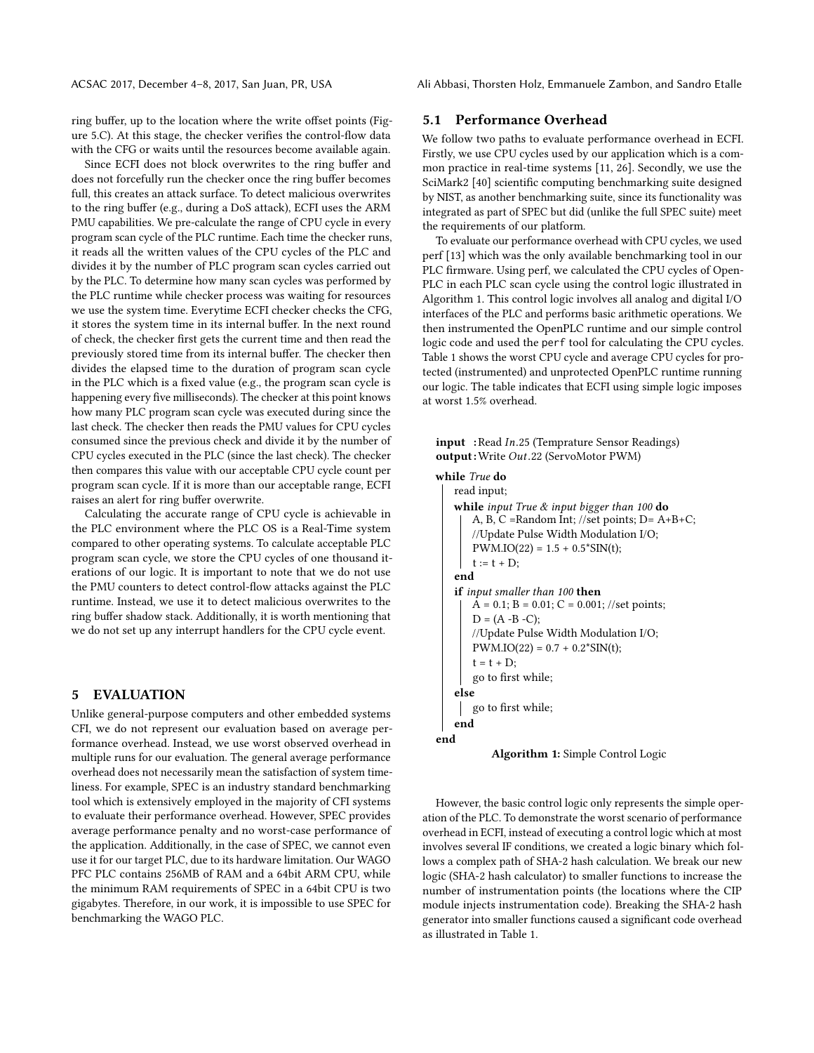ring buffer, up to the location where the write offset points (Figure 5.C). At this stage, the checker verifies the control-flow data with the CFG or waits until the resources become available again.

Since ECFI does not block overwrites to the ring buffer and does not forcefully run the checker once the ring buffer becomes full, this creates an attack surface. To detect malicious overwrites to the ring buffer (e.g., during a DoS attack), ECFI uses the ARM PMU capabilities. We pre-calculate the range of CPU cycle in every program scan cycle of the PLC runtime. Each time the checker runs, it reads all the written values of the CPU cycles of the PLC and divides it by the number of PLC program scan cycles carried out by the PLC. To determine how many scan cycles was performed by the PLC runtime while checker process was waiting for resources we use the system time. Everytime ECFI checker checks the CFG, it stores the system time in its internal buffer. In the next round of check, the checker first gets the current time and then read the previously stored time from its internal buffer. The checker then divides the elapsed time to the duration of program scan cycle in the PLC which is a fixed value (e.g., the program scan cycle is happening every five milliseconds). The checker at this point knows how many PLC program scan cycle was executed during since the last check. The checker then reads the PMU values for CPU cycles consumed since the previous check and divide it by the number of CPU cycles executed in the PLC (since the last check). The checker then compares this value with our acceptable CPU cycle count per program scan cycle. If it is more than our acceptable range, ECFI raises an alert for ring buffer overwrite.

Calculating the accurate range of CPU cycle is achievable in the PLC environment where the PLC OS is a Real-Time system compared to other operating systems. To calculate acceptable PLC program scan cycle, we store the CPU cycles of one thousand iterations of our logic. It is important to note that we do not use the PMU counters to detect control-flow attacks against the PLC runtime. Instead, we use it to detect malicious overwrites to the ring buffer shadow stack. Additionally, it is worth mentioning that we do not set up any interrupt handlers for the CPU cycle event.

# 5 EVALUATION

Unlike general-purpose computers and other embedded systems CFI, we do not represent our evaluation based on average performance overhead. Instead, we use worst observed overhead in multiple runs for our evaluation. The general average performance overhead does not necessarily mean the satisfaction of system timeliness. For example, SPEC is an industry standard benchmarking tool which is extensively employed in the majority of CFI systems to evaluate their performance overhead. However, SPEC provides average performance penalty and no worst-case performance of the application. Additionally, in the case of SPEC, we cannot even use it for our target PLC, due to its hardware limitation. Our WAGO PFC PLC contains 256MB of RAM and a 64bit ARM CPU, while the minimum RAM requirements of SPEC in a 64bit CPU is two gigabytes. Therefore, in our work, it is impossible to use SPEC for benchmarking the WAGO PLC.

## 5.1 Performance Overhead

We follow two paths to evaluate performance overhead in ECFI. Firstly, we use CPU cycles used by our application which is a common practice in real-time systems [11, 26]. Secondly, we use the SciMark2 [40] scientific computing benchmarking suite designed by NIST, as another benchmarking suite, since its functionality was integrated as part of SPEC but did (unlike the full SPEC suite) meet the requirements of our platform.

To evaluate our performance overhead with CPU cycles, we used perf [13] which was the only available benchmarking tool in our PLC firmware. Using perf, we calculated the CPU cycles of OpenPLC in each PLC scan cycle using the control logic illustrated in Algorithm 1. This control logic involves all analog and digital I/O interfaces of the PLC and performs basic arithmetic operations. We then instrumented the OpenPLC runtime and our simple control logic code and used the `perf` tool for calculating the CPU cycles. Table 1 shows the worst CPU cycle and average CPU cycles for protected (instrumented) and unprotected OpenPLC runtime running our logic. The table indicates that ECFI using simple logic imposes at worst 1.5% overhead.

```
input  : Read In.25 (Temprature Sensor Readings)
output : Write Out.22 (ServoMotor PWM)
while True do
    read input;
    while input True & input bigger than 100 do
        A, B, C =Random Int; //set points; D= A+B+C;
        //Update Pulse Width Modulation I/O;
        PWM.IO(22) = 1.5 + 0.5*SIN(t);
        t := t + D;
    end
    if input smaller than 100 then
        A = 0.1; B = 0.01; C = 0.001; //set points;
        D = (A -B -C);
        //Update Pulse Width Modulation I/O;
        PWM.IO(22) = 0.7 + 0.2*SIN(t);
        t = t + D;
        go to first while;
    else
        go to first while;
    end
end
```

**Algorithm 1:** Simple Control Logic

However, the basic control logic only represents the simple operation of the PLC. To demonstrate the worst scenario of performance overhead in ECFI, instead of executing a control logic which at most involves several IF conditions, we created a logic binary which follows a complex path of SHA-2 hash calculation. We break our new logic (SHA-2 hash calculator) to smaller functions to increase the number of instrumentation points (the locations where the CIP module injects instrumentation code). Breaking the SHA-2 hash generator into smaller functions caused a significant code overhead as illustrated in Table 1.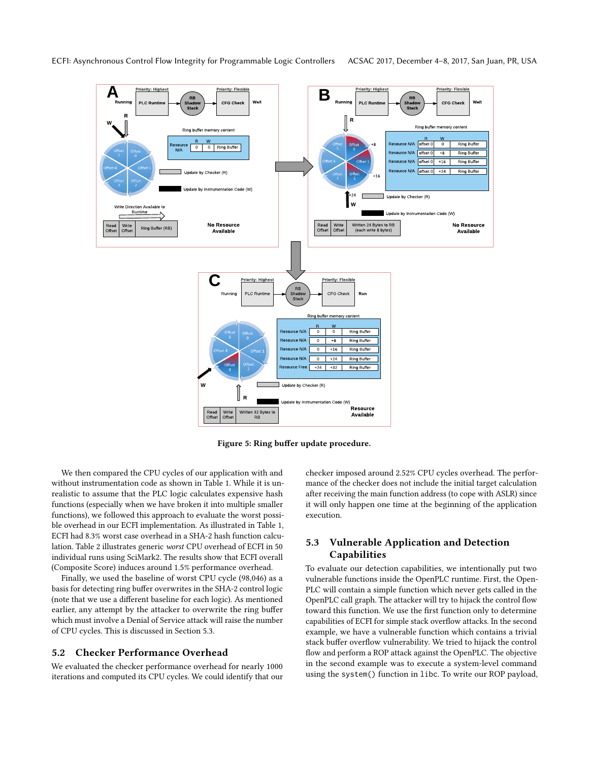Figure 5: Ring buffer update procedure.

We then compared the CPU cycles of our application with and without instrumentation code as shown in Table 1. While it is unrealistic to assume that the PLC logic calculates expensive hash functions (especially when we have broken it into multiple smaller functions), we followed this approach to evaluate the worst possible overhead in our ECFI implementation. As illustrated in Table 1, ECFI had 8.3% worst case overhead in a SHA-2 hash function calculation. Table 2 illustrates generic *worst* CPU overhead of ECFI in 50 individual runs using SciMark2. The results show that ECFI overall (Composite Score) induces around 1.5% performance overhead.

Finally, we used the baseline of worst CPU cycle (98,046) as a basis for detecting ring buffer overwrites in the SHA-2 control logic (note that we use a different baseline for each logic). As mentioned earlier, any attempt by the attacker to overwrite the ring buffer which must involve a Denial of Service attack will raise the number of CPU cycles. This is discussed in Section 5.3.

## 5.2 Checker Performance Overhead

We evaluated the checker performance overhead for nearly 1000 iterations and computed its CPU cycles. We could identify that our checker imposed around 2.52% CPU cycles overhead. The performance of the checker does not include the initial target calculation after receiving the main function address (to cope with ASLR) since it will only happen one time at the beginning of the application execution.

## 5.3 Vulnerable Application and Detection Capabilities

To evaluate our detection capabilities, we intentionally put two vulnerable functions inside the OpenPLC runtime. First, the OpenPLC will contain a simple function which never gets called in the OpenPLC call graph. The attacker will try to hijack the control flow toward this function. We use the first function only to determine capabilities of ECFI for simple stack overflow attacks. In the second example, we have a vulnerable function which contains a trivial stack buffer overflow vulnerability. We tried to hijack the control flow and perform a ROP attack against the OpenPLC. The objective in the second example was to execute a system-level command using the `system()` function in `libc`. To write our ROP payload,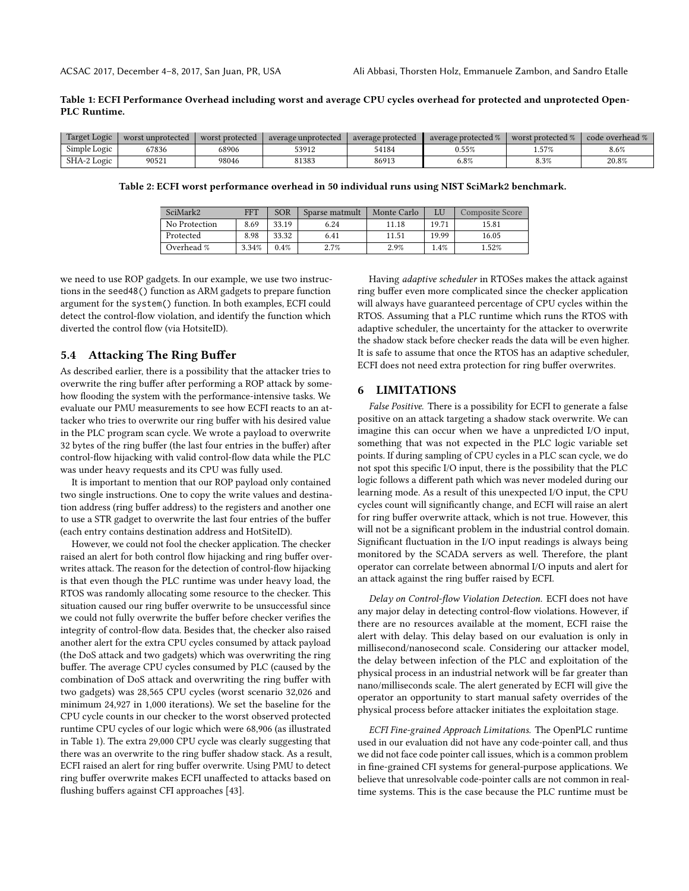**Table 1: ECFI Performance Overhead including worst and average CPU cycles overhead for protected and unprotected OpenPLC Runtime.**

| Target Logic | worst unprotected | worst protected | average unprotected | average protected | average protected % | worst protected % | code overhead % |
|---|---|---|---|---|---|---|---|
| Simple Logic | 67836 | 68906 | 53912 | 54184 | 0.55% | 1.57% | 8.6% |
| SHA-2 Logic | 90521 | 98046 | 81383 | 86913 | 6.8% | 8.3% | 20.8% |

**Table 2: ECFI worst performance overhead in 50 individual runs using NIST SciMark2 benchmark.**

| SciMark2 | FFT | SOR | Sparse matmult | Monte Carlo | LU | Composite Score |
|---|---|---|---|---|---|---|
| No Protection | 8.69 | 33.19 | 6.24 | 11.18 | 19.71 | 15.81 |
| Protected | 8.98 | 33.32 | 6.41 | 11.51 | 19.99 | 16.05 |
| Overhead % | 3.34% | 0.4% | 2.7% | 2.9% | 1.4% | 1.52% |

we need to use ROP gadgets. In our example, we use two instructions in the seed48() function as ARM gadgets to prepare function argument for the system() function. In both examples, ECFI could detect the control-flow violation, and identify the function which diverted the control flow (via HotsiteID).

## 5.4 Attacking The Ring Buffer

As described earlier, there is a possibility that the attacker tries to overwrite the ring buffer after performing a ROP attack by somehow flooding the system with the performance-intensive tasks. We evaluate our PMU measurements to see how ECFI reacts to an attacker who tries to overwrite our ring buffer with his desired value in the PLC program scan cycle. We wrote a payload to overwrite 32 bytes of the ring buffer (the last four entries in the buffer) after control-flow hijacking with valid control-flow data while the PLC was under heavy requests and its CPU was fully used.

It is important to mention that our ROP payload only contained two single instructions. One to copy the write values and destination address (ring buffer address) to the registers and another one to use a STR gadget to overwrite the last four entries of the buffer (each entry contains destination address and HotSiteID).

However, we could not fool the checker application. The checker raised an alert for both control flow hijacking and ring buffer overwrites attack. The reason for the detection of control-flow hijacking is that even though the PLC runtime was under heavy load, the RTOS was randomly allocating some resource to the checker. This situation caused our ring buffer overwrite to be unsuccessful since we could not fully overwrite the buffer before checker verifies the integrity of control-flow data. Besides that, the checker also raised another alert for the extra CPU cycles consumed by attack payload (the DoS attack and two gadgets) which was overwriting the ring buffer. The average CPU cycles consumed by PLC (caused by the combination of DoS attack and overwriting the ring buffer with two gadgets) was 28,565 CPU cycles (worst scenario 32,026 and minimum 24,927 in 1,000 iterations). We set the baseline for the CPU cycle counts in our checker to the worst observed protected runtime CPU cycles of our logic which were 68,906 (as illustrated in Table 1). The extra 29,000 CPU cycle was clearly suggesting that there was an overwrite to the ring buffer shadow stack. As a result, ECFI raised an alert for ring buffer overwrite. Using PMU to detect ring buffer overwrite makes ECFI unaffected to attacks based on flushing buffers against CFI approaches [43].

Having *adaptive scheduler* in RTOSes makes the attack against ring buffer even more complicated since the checker application will always have guaranteed percentage of CPU cycles within the RTOS. Assuming that a PLC runtime which runs the RTOS with adaptive scheduler, the uncertainty for the attacker to overwrite the shadow stack before checker reads the data will be even higher. It is safe to assume that once the RTOS has an adaptive scheduler, ECFI does not need extra protection for ring buffer overwrites.

# 6 LIMITATIONS

*False Positive.* There is a possibility for ECFI to generate a false positive on an attack targeting a shadow stack overwrite. We can imagine this can occur when we have a unpredicted I/O input, something that was not expected in the PLC logic variable set points. If during sampling of CPU cycles in a PLC scan cycle, we do not spot this specific I/O input, there is the possibility that the PLC logic follows a different path which was never modeled during our learning mode. As a result of this unexpected I/O input, the CPU cycles count will significantly change, and ECFI will raise an alert for ring buffer overwrite attack, which is not true. However, this will not be a significant problem in the industrial control domain. Significant fluctuation in the I/O input readings is always being monitored by the SCADA servers as well. Therefore, the plant operator can correlate between abnormal I/O inputs and alert for an attack against the ring buffer raised by ECFI.

*Delay on Control-flow Violation Detection.* ECFI does not have any major delay in detecting control-flow violations. However, if there are no resources available at the moment, ECFI raise the alert with delay. This delay based on our evaluation is only in millisecond/nanosecond scale. Considering our attacker model, the delay between infection of the PLC and exploitation of the physical process in an industrial network will be far greater than nano/milliseconds scale. The alert generated by ECFI will give the operator an opportunity to start manual safety overrides of the physical process before attacker initiates the exploitation stage.

*ECFI Fine-grained Approach Limitations.* The OpenPLC runtime used in our evaluation did not have any code-pointer call, and thus we did not face code pointer call issues, which is a common problem in fine-grained CFI systems for general-purpose applications. We believe that unresolvable code-pointer calls are not common in real-time systems. This is the case because the PLC runtime must be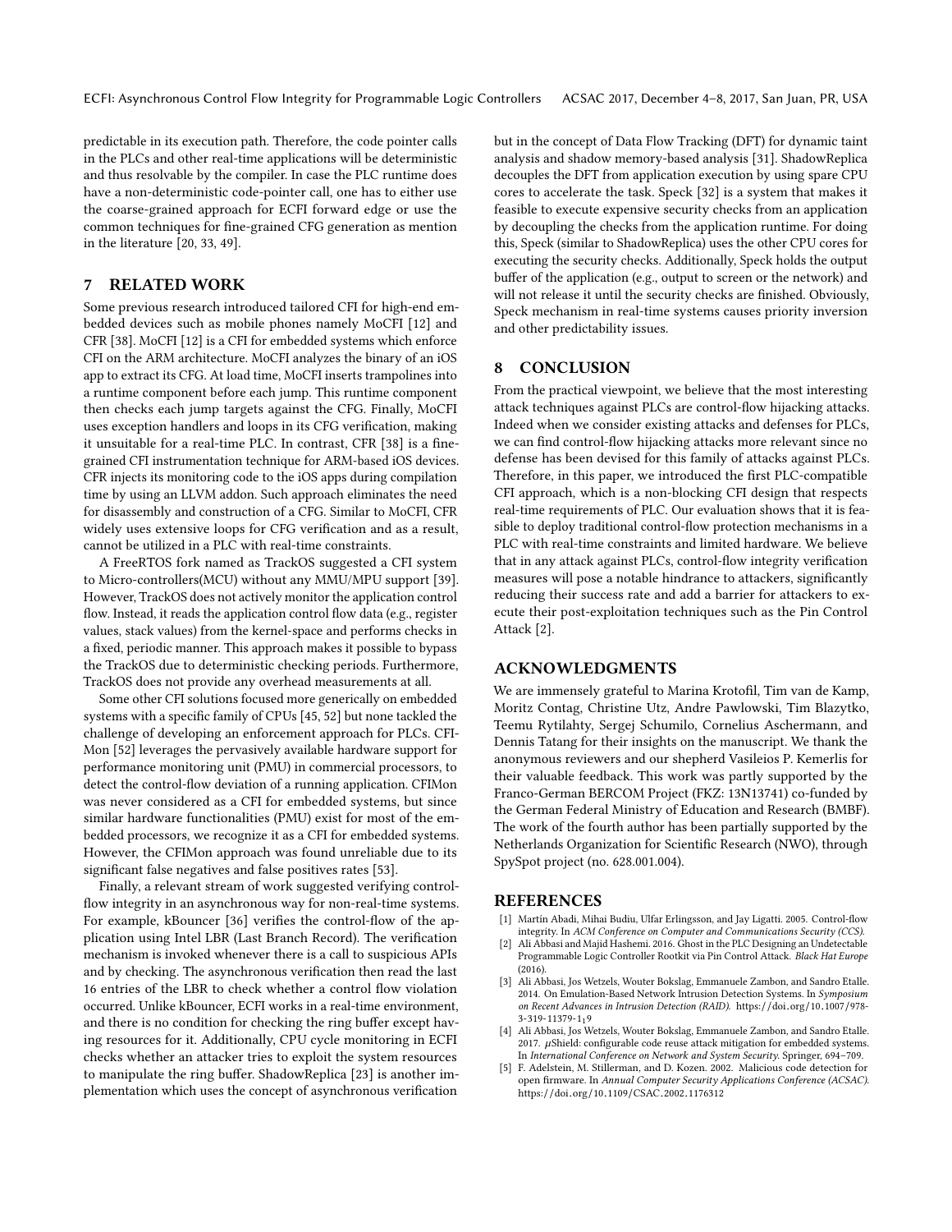predictable in its execution path. Therefore, the code pointer calls in the PLCs and other real-time applications will be deterministic and thus resolvable by the compiler. In case the PLC runtime does have a non-deterministic code-pointer call, one has to either use the coarse-grained approach for ECFI forward edge or use the common techniques for fine-grained CFG generation as mention in the literature [20, 33, 49].

## 7 RELATED WORK

Some previous research introduced tailored CFI for high-end embedded devices such as mobile phones namely MoCFI [12] and CFR [38]. MoCFI [12] is a CFI for embedded systems which enforce CFI on the ARM architecture. MoCFI analyzes the binary of an iOS app to extract its CFG. At load time, MoCFI inserts trampolines into a runtime component before each jump. This runtime component then checks each jump targets against the CFG. Finally, MoCFI uses exception handlers and loops in its CFG verification, making it unsuitable for a real-time PLC. In contrast, CFR [38] is a fine-grained CFI instrumentation technique for ARM-based iOS devices. CFR injects its monitoring code to the iOS apps during compilation time by using an LLVM addon. Such approach eliminates the need for disassembly and construction of a CFG. Similar to MoCFI, CFR widely uses extensive loops for CFG verification and as a result, cannot be utilized in a PLC with real-time constraints.

A FreeRTOS fork named as TrackOS suggested a CFI system to Micro-controllers(MCU) without any MMU/MPU support [39]. However, TrackOS does not actively monitor the application control flow. Instead, it reads the application control flow data (e.g., register values, stack values) from the kernel-space and performs checks in a fixed, periodic manner. This approach makes it possible to bypass the TrackOS due to deterministic checking periods. Furthermore, TrackOS does not provide any overhead measurements at all.

Some other CFI solutions focused more generically on embedded systems with a specific family of CPUs [45, 52] but none tackled the challenge of developing an enforcement approach for PLCs. CFIMon [52] leverages the pervasively available hardware support for performance monitoring unit (PMU) in commercial processors, to detect the control-flow deviation of a running application. CFIMon was never considered as a CFI for embedded systems, but since similar hardware functionalities (PMU) exist for most of the embedded processors, we recognize it as a CFI for embedded systems. However, the CFIMon approach was found unreliable due to its significant false negatives and false positives rates [53].

Finally, a relevant stream of work suggested verifying control-flow integrity in an asynchronous way for non-real-time systems. For example, kBouncer [36] verifies the control-flow of the application using Intel LBR (Last Branch Record). The verification mechanism is invoked whenever there is a call to suspicious APIs and by checking. The asynchronous verification then read the last 16 entries of the LBR to check whether a control flow violation occurred. Unlike kBouncer, ECFI works in a real-time environment, and there is no condition for checking the ring buffer except having resources for it. Additionally, CPU cycle monitoring in ECFI checks whether an attacker tries to exploit the system resources to manipulate the ring buffer. ShadowReplica [23] is another implementation which uses the concept of asynchronous verification but in the concept of Data Flow Tracking (DFT) for dynamic taint analysis and shadow memory-based analysis [31]. ShadowReplica decouples the DFT from application execution by using spare CPU cores to accelerate the task. Speck [32] is a system that makes it feasible to execute expensive security checks from an application by decoupling the checks from the application runtime. For doing this, Speck (similar to ShadowReplica) uses the other CPU cores for executing the security checks. Additionally, Speck holds the output buffer of the application (e.g., output to screen or the network) and will not release it until the security checks are finished. Obviously, Speck mechanism in real-time systems causes priority inversion and other predictability issues.

## 8 CONCLUSION

From the practical viewpoint, we believe that the most interesting attack techniques against PLCs are control-flow hijacking attacks. Indeed when we consider existing attacks and defenses for PLCs, we can find control-flow hijacking attacks more relevant since no defense has been devised for this family of attacks against PLCs. Therefore, in this paper, we introduced the first PLC-compatible CFI approach, which is a non-blocking CFI design that respects real-time requirements of PLC. Our evaluation shows that it is feasible to deploy traditional control-flow protection mechanisms in a PLC with real-time constraints and limited hardware. We believe that in any attack against PLCs, control-flow integrity verification measures will pose a notable hindrance to attackers, significantly reducing their success rate and add a barrier for attackers to execute their post-exploitation techniques such as the Pin Control Attack [2].

## ACKNOWLEDGMENTS

We are immensely grateful to Marina Krotofil, Tim van de Kamp, Moritz Contag, Christine Utz, Andre Pawlowski, Tim Blazytko, Teemu Rytilahty, Sergej Schumilo, Cornelius Aschermann, and Dennis Tatang for their insights on the manuscript. We thank the anonymous reviewers and our shepherd Vasileios P. Kemerlis for their valuable feedback. This work was partly supported by the Franco-German BERCOM Project (FKZ: 13N13741) co-funded by the German Federal Ministry of Education and Research (BMBF). The work of the fourth author has been partially supported by the Netherlands Organization for Scientific Research (NWO), through SpySpot project (no. 628.001.004).

## REFERENCES

[1] Martín Abadi, Mihai Budiu, Ulfar Erlingsson, and Jay Ligatti. 2005. Control-flow integrity. In *ACM Conference on Computer and Communications Security (CCS)*.

[2] Ali Abbasi and Majid Hashemi. 2016. Ghost in the PLC Designing an Undetectable Programmable Logic Controller Rootkit via Pin Control Attack. *Black Hat Europe* (2016).

[3] Ali Abbasi, Jos Wetzels, Wouter Bokslag, Emmanuele Zambon, and Sandro Etalle. 2014. On Emulation-Based Network Intrusion Detection Systems. In *Symposium on Recent Advances in Intrusion Detection (RAID)*. https://doi.org/10.1007/978-3-319-11379-1_19

[4] Ali Abbasi, Jos Wetzels, Wouter Bokslag, Emmanuele Zambon, and Sandro Etalle. 2017. $\mu$Shield: configurable code reuse attack mitigation for embedded systems. In *International Conference on Network and System Security*. Springer, 694–709.

[5] F. Adelstein, M. Stillerman, and D. Kozen. 2002. Malicious code detection for open firmware. In *Annual Computer Security Applications Conference (ACSAC)*. https://doi.org/10.1109/CSAC.2002.1176312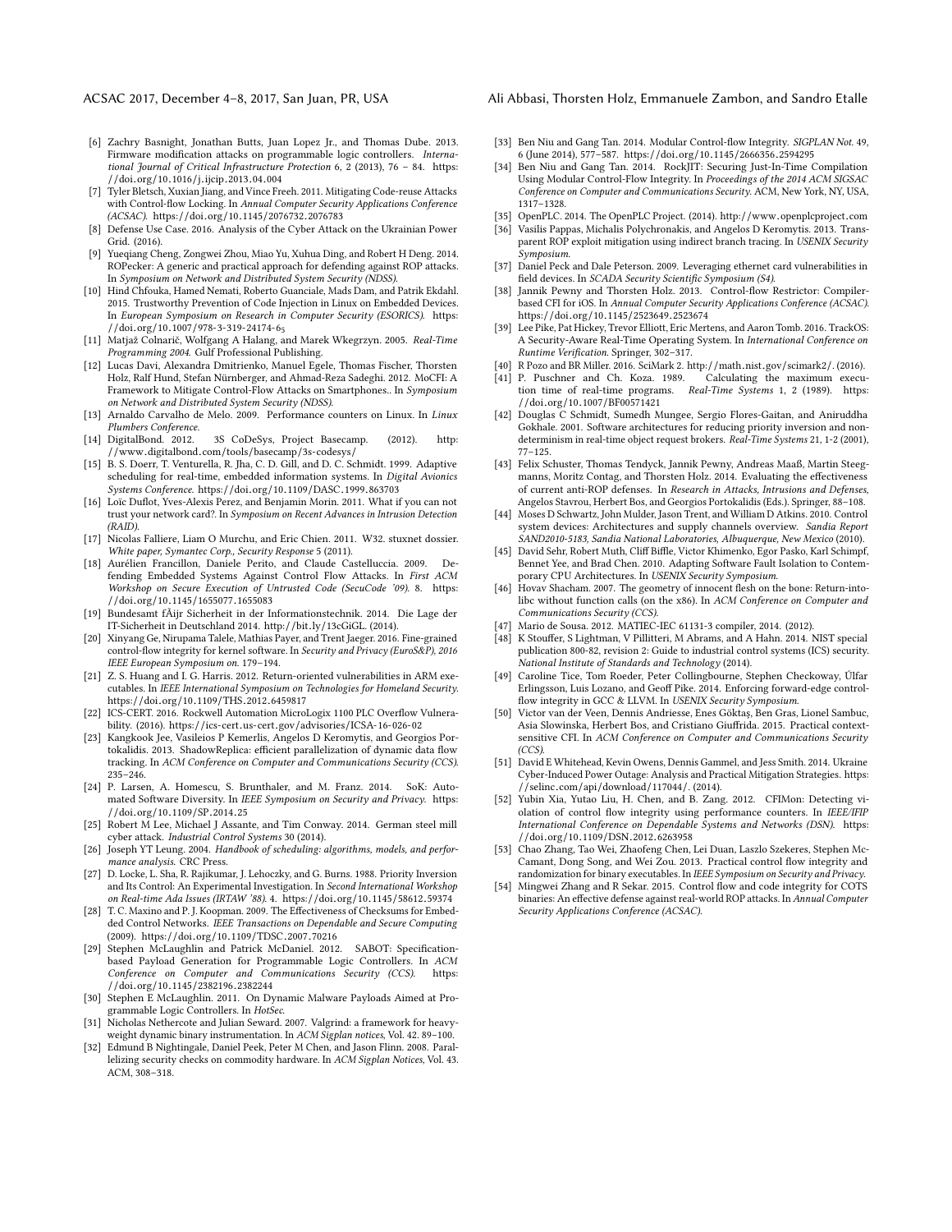[6] Zachry Basnight, Jonathan Butts, Juan Lopez Jr., and Thomas Dube. 2013. Firmware modification attacks on programmable logic controllers. *International Journal of Critical Infrastructure Protection* 6, 2 (2013), 76 – 84. https://doi.org/10.1016/j.ijcip.2013.04.004

[7] Tyler Bletsch, Xuxian Jiang, and Vince Freeh. 2011. Mitigating Code-reuse Attacks with Control-flow Locking. In *Annual Computer Security Applications Conference (ACSAC)*. https://doi.org/10.1145/2076732.2076783

[8] Defense Use Case. 2016. Analysis of the Cyber Attack on the Ukrainian Power Grid. (2016).

[9] Yueqiang Cheng, Zongwei Zhou, Miao Yu, Xuhua Ding, and Robert H Deng. 2014. ROPecker: A generic and practical approach for defending against ROP attacks. In *Symposium on Network and Distributed System Security (NDSS)*.

[10] Hind Chfouka, Hamed Nemati, Roberto Guanciale, Mads Dam, and Patrik Ekdahl. 2015. Trustworthy Prevention of Code Injection in Linux on Embedded Devices. In *European Symposium on Research in Computer Security (ESORICS)*. https://doi.org/10.1007/978-3-319-24174-6_5

[11] Matjaž Colnarič, Wolfgang A Halang, and Marek Wkegrzyn. 2005. *Real-Time Programming 2004*. Gulf Professional Publishing.

[12] Lucas Davi, Alexandra Dmitrienko, Manuel Egele, Thomas Fischer, Thorsten Holz, Ralf Hund, Stefan Nürnberger, and Ahmad-Reza Sadeghi. 2012. MoCFI: A Framework to Mitigate Control-Flow Attacks on Smartphones.. In *Symposium on Network and Distributed System Security (NDSS)*.

[13] Arnaldo Carvalho de Melo. 2009. Performance counters on Linux. In *Linux Plumbers Conference*.

[14] DigitalBond. 2012. 3S CoDeSys, Project Basecamp. (2012). http://www.digitalbond.com/tools/basecamp/3s-codesys/

[15] B. S. Doerr, T. Venturella, R. Jha, C. D. Gill, and D. C. Schmidt. 1999. Adaptive scheduling for real-time, embedded information systems. In *Digital Avionics Systems Conference*. https://doi.org/10.1109/DASC.1999.863703

[16] Loïc Duflot, Yves-Alexis Perez, and Benjamin Morin. 2011. What if you can not trust your network card?. In *Symposium on Recent Advances in Intrusion Detection (RAID)*.

[17] Nicolas Falliere, Liam O Murchu, and Eric Chien. 2011. W32. stuxnet dossier. *White paper, Symantec Corp., Security Response* 5 (2011).

[18] Aurélien Francillon, Daniele Perito, and Claude Castelluccia. 2009. Defending Embedded Systems Against Control Flow Attacks. In *First ACM Workshop on Secure Execution of Untrusted Code (SecuCode '09)*. 8. https://doi.org/10.1145/1655077.1655083

[19] Bundesamt fÃijr Sicherheit in der Informationstechnik. 2014. Die Lage der IT-Sicherheit in Deutschland 2014. http://bit.ly/13cGiGL. (2014).

[20] Xinyang Ge, Nirupama Talele, Mathias Payer, and Trent Jaeger. 2016. Fine-grained control-flow integrity for kernel software. In *Security and Privacy (EuroS&P), 2016 IEEE European Symposium on*. 179–194.

[21] Z. S. Huang and I. G. Harris. 2012. Return-oriented vulnerabilities in ARM executables. In *IEEE International Symposium on Technologies for Homeland Security*. https://doi.org/10.1109/THS.2012.6459817

[22] ICS-CERT. 2016. Rockwell Automation MicroLogix 1100 PLC Overflow Vulnerability. (2016). https://ics-cert.us-cert.gov/advisories/ICSA-16-026-02

[23] Kangkook Jee, Vasileios P Kemerlis, Angelos D Keromytis, and Georgios Portokalidis. 2013. ShadowReplica: efficient parallelization of dynamic data flow tracking. In *ACM Conference on Computer and Communications Security (CCS)*. 235–246.

[24] P. Larsen, A. Homescu, S. Brunthaler, and M. Franz. 2014. SoK: Automated Software Diversity. In *IEEE Symposium on Security and Privacy*. https://doi.org/10.1109/SP.2014.25

[25] Robert M Lee, Michael J Assante, and Tim Conway. 2014. German steel mill cyber attack. *Industrial Control Systems* 30 (2014).

[26] Joseph YT Leung. 2004. *Handbook of scheduling: algorithms, models, and performance analysis*. CRC Press.

[27] D. Locke, L. Sha, R. Rajikumar, J. Lehoczky, and G. Burns. 1988. Priority Inversion and Its Control: An Experimental Investigation. In *Second International Workshop on Real-time Ada Issues (IRTAW '88)*. 4. https://doi.org/10.1145/58612.59374

[28] T. C. Maxino and P. J. Koopman. 2009. The Effectiveness of Checksums for Embedded Control Networks. *IEEE Transactions on Dependable and Secure Computing* (2009). https://doi.org/10.1109/TDSC.2007.70216

[29] Stephen McLaughlin and Patrick McDaniel. 2012. SABOT: Specification-based Payload Generation for Programmable Logic Controllers. In *ACM Conference on Computer and Communications Security (CCS)*. https://doi.org/10.1145/2382196.2382244

[30] Stephen E McLaughlin. 2011. On Dynamic Malware Payloads Aimed at Programmable Logic Controllers. In *HotSec*.

[31] Nicholas Nethercote and Julian Seward. 2007. Valgrind: a framework for heavyweight dynamic binary instrumentation. In *ACM Sigplan notices*, Vol. 42. 89–100.

[32] Edmund B Nightingale, Daniel Peek, Peter M Chen, and Jason Flinn. 2008. Parallelizing security checks on commodity hardware. In *ACM Sigplan Notices*, Vol. 43. ACM, 308–318.

[33] Ben Niu and Gang Tan. 2014. Modular Control-flow Integrity. *SIGPLAN Not.* 49, 6 (June 2014), 577–587. https://doi.org/10.1145/2666356.2594295

[34] Ben Niu and Gang Tan. 2014. RockJIT: Securing Just-In-Time Compilation Using Modular Control-Flow Integrity. In *Proceedings of the 2014 ACM SIGSAC Conference on Computer and Communications Security*. ACM, New York, NY, USA, 1317–1328.

[35] OpenPLC. 2014. The OpenPLC Project. (2014). http://www.openplcproject.com

[36] Vasilis Pappas, Michalis Polychronakis, and Angelos D Keromytis. 2013. Transparent ROP exploit mitigation using indirect branch tracing. In *USENIX Security Symposium*.

[37] Daniel Peck and Dale Peterson. 2009. Leveraging ethernet card vulnerabilities in field devices. In *SCADA Security Scientific Symposium (S4)*.

[38] Jannik Pewny and Thorsten Holz. 2013. Control-flow Restrictor: Compiler-based CFI for iOS. In *Annual Computer Security Applications Conference (ACSAC)*. https://doi.org/10.1145/2523649.2523674

[39] Lee Pike, Pat Hickey, Trevor Elliott, Eric Mertens, and Aaron Tomb. 2016. TrackOS: A Security-Aware Real-Time Operating System. In *International Conference on Runtime Verification*. Springer, 302–317.

[40] R Pozo and BR Miller. 2016. SciMark 2. http://math.nist.gov/scimark2/. (2016).

[41] P. Puschner and Ch. Koza. 1989. Calculating the maximum execution time of real-time programs. *Real-Time Systems* 1, 2 (1989). https://doi.org/10.1007/BF00571421

[42] Douglas C Schmidt, Sumedh Mungee, Sergio Flores-Gaitan, and Aniruddha Gokhale. 2001. Software architectures for reducing priority inversion and non-determinism in real-time object request brokers. *Real-Time Systems* 21, 1-2 (2001), 77–125.

[43] Felix Schuster, Thomas Tendyck, Jannik Pewny, Andreas Maaß, Martin Steegmanns, Moritz Contag, and Thorsten Holz. 2014. Evaluating the effectiveness of current anti-ROP defenses. In *Research in Attacks, Intrusions and Defenses*, Angelos Stavrou, Herbert Bos, and Georgios Portokalidis (Eds.). Springer, 88–108.

[44] Moses D Schwartz, John Mulder, Jason Trent, and William D Atkins. 2010. Control system devices: Architectures and supply channels overview. *Sandia Report SAND2010-5183, Sandia National Laboratories, Albuquerque, New Mexico* (2010).

[45] David Sehr, Robert Muth, Cliff Biffle, Victor Khimenko, Egor Pasko, Karl Schimpf, Bennet Yee, and Brad Chen. 2010. Adapting Software Fault Isolation to Contemporary CPU Architectures. In *USENIX Security Symposium*.

[46] Hovav Shacham. 2007. The geometry of innocent flesh on the bone: Return-into-libc without function calls (on the x86). In *ACM Conference on Computer and Communications Security (CCS)*.

[47] Mario de Sousa. 2012. MATIEC-IEC 61131-3 compiler, 2014. (2012).

[48] K Stouffer, S Lightman, V Pillitteri, M Abrams, and A Hahn. 2014. NIST special publication 800-82, revision 2: Guide to industrial control systems (ICS) security. *National Institute of Standards and Technology* (2014).

[49] Caroline Tice, Tom Roeder, Peter Collingbourne, Stephen Checkoway, Úlfar Erlingsson, Luis Lozano, and Geoff Pike. 2014. Enforcing forward-edge control-flow integrity in GCC & LLVM. In *USENIX Security Symposium*.

[50] Victor van der Veen, Dennis Andriesse, Enes Göktaş, Ben Gras, Lionel Sambuc, Asia Slowinska, Herbert Bos, and Cristiano Giuffrida. 2015. Practical context-sensitive CFI. In *ACM Conference on Computer and Communications Security (CCS)*.

[51] David E Whitehead, Kevin Owens, Dennis Gammel, and Jess Smith. 2014. Ukraine Cyber-Induced Power Outage: Analysis and Practical Mitigation Strategies. https://selinc.com/api/download/117044/. (2014).

[52] Yubin Xia, Yutao Liu, H. Chen, and B. Zang. 2012. CFIMon: Detecting violation of control flow integrity using performance counters. In *IEEE/IFIP International Conference on Dependable Systems and Networks (DSN)*. https://doi.org/10.1109/DSN.2012.6263958

[53] Chao Zhang, Tao Wei, Zhaofeng Chen, Lei Duan, Laszlo Szekeres, Stephen McCamant, Dong Song, and Wei Zou. 2013. Practical control flow integrity and randomization for binary executables. In *IEEE Symposium on Security and Privacy*.

[54] Mingwei Zhang and R Sekar. 2015. Control flow and code integrity for COTS binaries: An effective defense against real-world ROP attacks. In *Annual Computer Security Applications Conference (ACSAC)*.